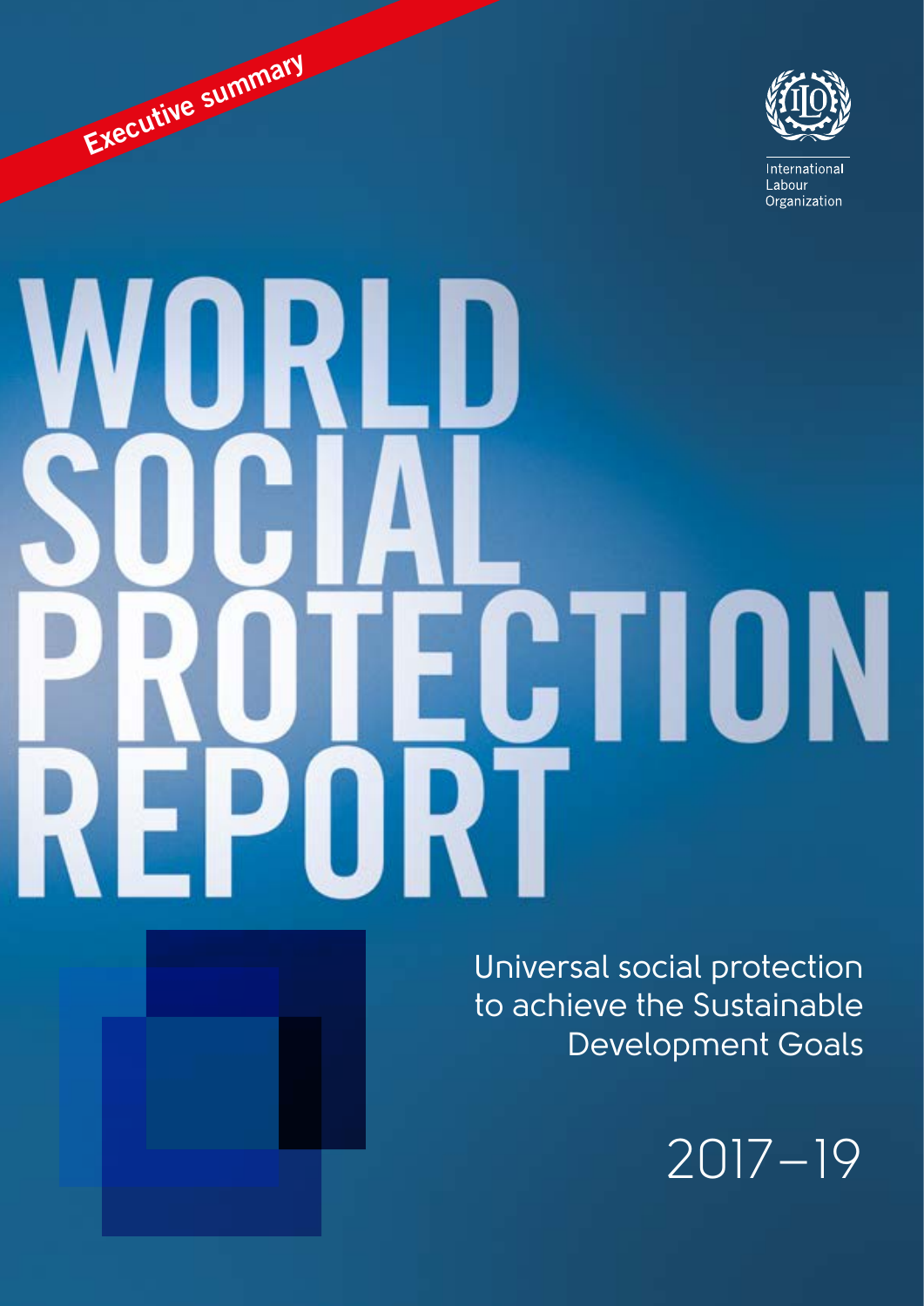Executive summary

International Labour Organization

# WORLD SOCIAL PROTECTION REPORT

## Universal social protection to achieve the Sustainable Development Goals

2017–19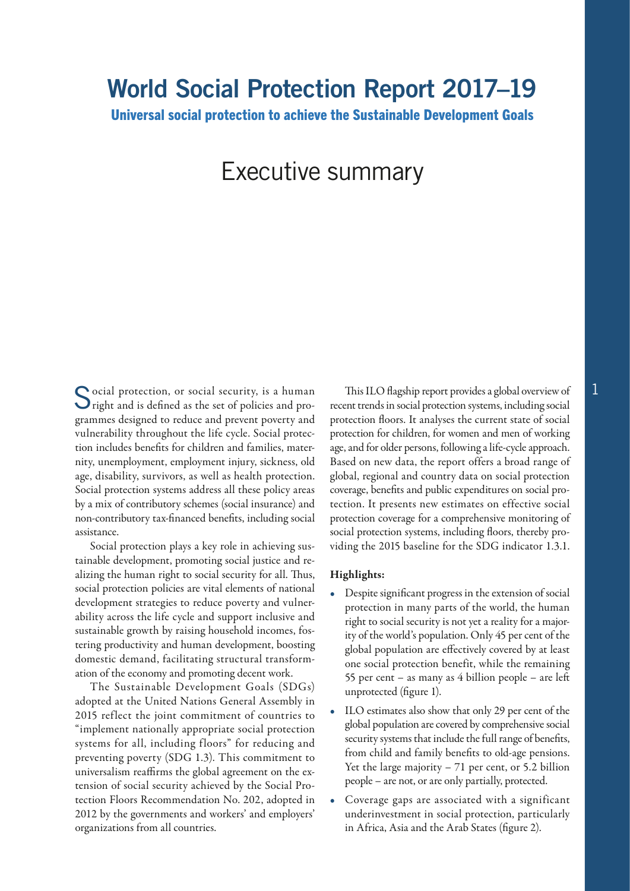# World Social Protection Report 2017–19

**Universal social protection to achieve the Sustainable Development Goals**

## Executive summary

Social protection, or social security, is a human right and is defined as the set of policies and programmes designed to reduce and prevent poverty and vulnerability throughout the life cycle. Social protection includes benefits for children and families, maternity, unemployment, employment injury, sickness, old age, disability, survivors, as well as health protection. Social protection systems address all these policy areas by a mix of contributory schemes (social insurance) and non-contributory tax-financed benefits, including social assistance.

Social protection plays a key role in achieving sustainable development, promoting social justice and realizing the human right to social security for all. Thus, social protection policies are vital elements of national development strategies to reduce poverty and vulnerability across the life cycle and support inclusive and sustainable growth by raising household incomes, fostering productivity and human development, boosting domestic demand, facilitating structural transformation of the economy and promoting decent work.

The Sustainable Development Goals (SDGs) adopted at the United Nations General Assembly in 2015 reflect the joint commitment of countries to "implement nationally appropriate social protection systems for all, including floors" for reducing and preventing poverty (SDG 1.3). This commitment to universalism reaffirms the global agreement on the extension of social security achieved by the Social Protection Floors Recommendation No. 202, adopted in 2012 by the governments and workers' and employers' organizations from all countries.

This ILO flagship report provides a global overview of recent trends in social protection systems, including social protection floors. It analyses the current state of social protection for children, for women and men of working age, and for older persons, following a life-cycle approach. Based on new data, the report offers a broad range of global, regional and country data on social protection coverage, benefits and public expenditures on social protection. It presents new estimates on effective social protection coverage for a comprehensive monitoring of social protection systems, including floors, thereby providing the 2015 baseline for the SDG indicator 1.3.1.

**Highlights:**

- Despite significant progress in the extension of social protection in many parts of the world, the human right to social security is not yet a reality for a majority of the world's population. Only 45 per cent of the global population are effectively covered by at least one social protection benefit, while the remaining 55 per cent – as many as 4 billion people – are left unprotected (figure 1).
- ILO estimates also show that only 29 per cent of the global population are covered by comprehensive social security systems that include the full range of benefits, from child and family benefits to old-age pensions. Yet the large majority – 71 per cent, or 5.2 billion people – are not, or are only partially, protected.
- Coverage gaps are associated with a significant underinvestment in social protection, particularly in Africa, Asia and the Arab States (figure 2).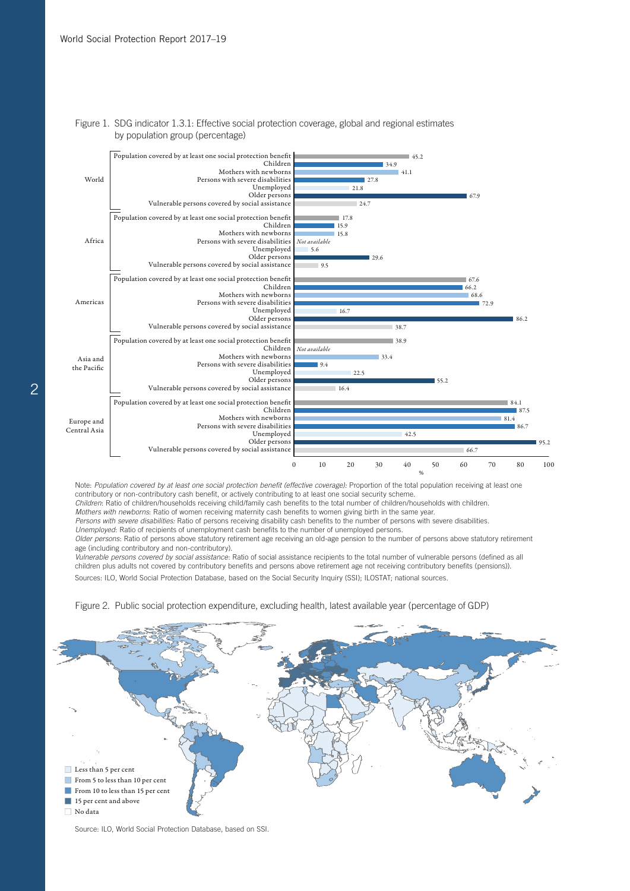Figure 1. SDG indicator 1.3.1: Effective social protection coverage, global and regional estimates by population group (percentage)

| Region | Population group | % |
|---|---|---|
| World | Population covered by at least one social protection benefit | 45.2 |
| | Children | 34.9 |
| | Mothers with newborns | 41.1 |
| | Persons with severe disabilities | 27.8 |
| | Unemployed | 21.8 |
| | Older persons | 67.9 |
| | Vulnerable persons covered by social assistance | 24.7 |
| Africa | Population covered by at least one social protection benefit | 17.8 |
| | Children | 15.9 |
| | Mothers with newborns | 15.8 |
| | Persons with severe disabilities | *Not available* |
| | Unemployed | 5.6 |
| | Older persons | 29.6 |
| | Vulnerable persons covered by social assistance | 9.5 |
| Americas | Population covered by at least one social protection benefit | 67.6 |
| | Children | 66.2 |
| | Mothers with newborns | 68.6 |
| | Persons with severe disabilities | 72.9 |
| | Unemployed | 16.7 |
| | Older persons | 86.2 |
| | Vulnerable persons covered by social assistance | 38.7 |
| Asia and the Pacific | Population covered by at least one social protection benefit | 38.9 |
| | Children | *Not available* |
| | Mothers with newborns | 33.4 |
| | Persons with severe disabilities | 9.4 |
| | Unemployed | 22.5 |
| | Older persons | 55.2 |
| | Vulnerable persons covered by social assistance | 16.4 |
| Europe and Central Asia | Population covered by at least one social protection benefit | 84.1 |
| | Children | 87.5 |
| | Mothers with newborns | 81.4 |
| | Persons with severe disabilities | 86.7 |
| | Unemployed | 42.5 |
| | Older persons | 95.2 |
| | Vulnerable persons covered by social assistance | 66.7 |

Note: *Population covered by at least one social protection benefit (effective coverage)*: Proportion of the total population receiving at least one contributory or non-contributory cash benefit, or actively contributing to at least one social security scheme.
*Children*: Ratio of children/households receiving child/family cash benefits to the total number of children/households with children.
*Mothers with newborns*: Ratio of women receiving maternity cash benefits to women giving birth in the same year.
*Persons with severe disabilities*: Ratio of persons receiving disability cash benefits to the number of persons with severe disabilities.
*Unemployed*: Ratio of recipients of unemployment cash benefits to the number of unemployed persons.
*Older persons*: Ratio of persons above statutory retirement age receiving an old-age pension to the number of persons above statutory retirement age (including contributory and non-contributory).
*Vulnerable persons covered by social assistance*: Ratio of social assistance recipients to the total number of vulnerable persons (defined as all children plus adults not covered by contributory benefits and persons above retirement age not receiving contributory benefits (pensions)).

Sources: ILO, World Social Protection Database, based on the Social Security Inquiry (SSI); ILOSTAT; national sources.

Figure 2. Public social protection expenditure, excluding health, latest available year (percentage of GDP)

- Less than 5 per cent
- From 5 to less than 10 per cent
- From 10 to less than 15 per cent
- 15 per cent and above
- No data

Source: ILO, World Social Protection Database, based on SSI.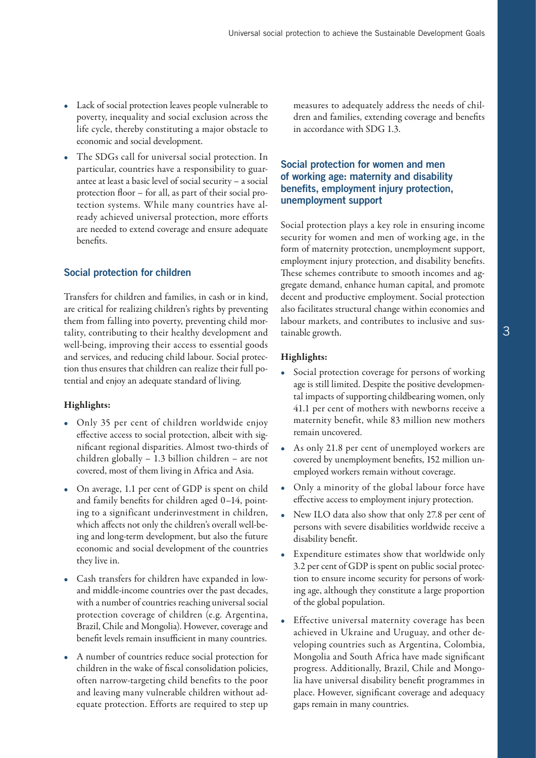- Lack of social protection leaves people vulnerable to poverty, inequality and social exclusion across the life cycle, thereby constituting a major obstacle to economic and social development.
- The SDGs call for universal social protection. In particular, countries have a responsibility to guarantee at least a basic level of social security – a social protection floor – for all, as part of their social protection systems. While many countries have already achieved universal protection, more efforts are needed to extend coverage and ensure adequate benefits.

## Social protection for children

Transfers for children and families, in cash or in kind, are critical for realizing children's rights by preventing them from falling into poverty, preventing child mortality, contributing to their healthy development and well-being, improving their access to essential goods and services, and reducing child labour. Social protection thus ensures that children can realize their full potential and enjoy an adequate standard of living.

**Highlights:**

- Only 35 per cent of children worldwide enjoy effective access to social protection, albeit with significant regional disparities. Almost two-thirds of children globally – 1.3 billion children – are not covered, most of them living in Africa and Asia.
- On average, 1.1 per cent of GDP is spent on child and family benefits for children aged 0–14, pointing to a significant underinvestment in children, which affects not only the children's overall well-being and long-term development, but also the future economic and social development of the countries they live in.
- Cash transfers for children have expanded in low- and middle-income countries over the past decades, with a number of countries reaching universal social protection coverage of children (e.g. Argentina, Brazil, Chile and Mongolia). However, coverage and benefit levels remain insufficient in many countries.
- A number of countries reduce social protection for children in the wake of fiscal consolidation policies, often narrow-targeting child benefits to the poor and leaving many vulnerable children without adequate protection. Efforts are required to step up measures to adequately address the needs of children and families, extending coverage and benefits in accordance with SDG 1.3.

## Social protection for women and men of working age: maternity and disability benefits, employment injury protection, unemployment support

Social protection plays a key role in ensuring income security for women and men of working age, in the form of maternity protection, unemployment support, employment injury protection, and disability benefits. These schemes contribute to smooth incomes and aggregate demand, enhance human capital, and promote decent and productive employment. Social protection also facilitates structural change within economies and labour markets, and contributes to inclusive and sustainable growth.

**Highlights:**

- Social protection coverage for persons of working age is still limited. Despite the positive developmental impacts of supporting childbearing women, only 41.1 per cent of mothers with newborns receive a maternity benefit, while 83 million new mothers remain uncovered.
- As only 21.8 per cent of unemployed workers are covered by unemployment benefits, 152 million unemployed workers remain without coverage.
- Only a minority of the global labour force have effective access to employment injury protection.
- New ILO data also show that only 27.8 per cent of persons with severe disabilities worldwide receive a disability benefit.
- Expenditure estimates show that worldwide only 3.2 per cent of GDP is spent on public social protection to ensure income security for persons of working age, although they constitute a large proportion of the global population.
- Effective universal maternity coverage has been achieved in Ukraine and Uruguay, and other developing countries such as Argentina, Colombia, Mongolia and South Africa have made significant progress. Additionally, Brazil, Chile and Mongolia have universal disability benefit programmes in place. However, significant coverage and adequacy gaps remain in many countries.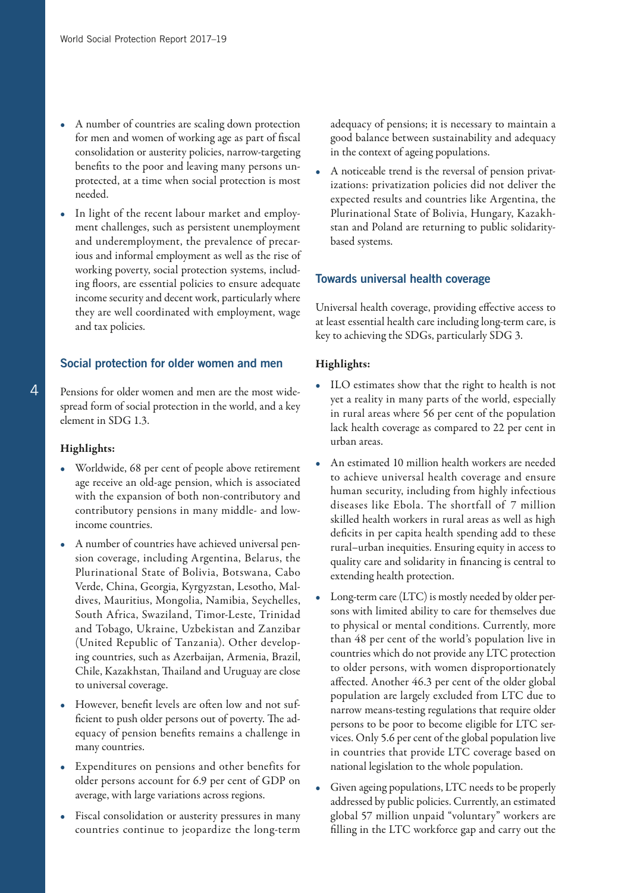- A number of countries are scaling down protection for men and women of working age as part of fiscal consolidation or austerity policies, narrow-targeting benefits to the poor and leaving many persons unprotected, at a time when social protection is most needed.
- In light of the recent labour market and employment challenges, such as persistent unemployment and underemployment, the prevalence of precarious and informal employment as well as the rise of working poverty, social protection systems, including floors, are essential policies to ensure adequate income security and decent work, particularly where they are well coordinated with employment, wage and tax policies.

## Social protection for older women and men

Pensions for older women and men are the most widespread form of social protection in the world, and a key element in SDG 1.3.

**Highlights:**

- Worldwide, 68 per cent of people above retirement age receive an old-age pension, which is associated with the expansion of both non-contributory and contributory pensions in many middle- and low-income countries.
- A number of countries have achieved universal pension coverage, including Argentina, Belarus, the Plurinational State of Bolivia, Botswana, Cabo Verde, China, Georgia, Kyrgyzstan, Lesotho, Maldives, Mauritius, Mongolia, Namibia, Seychelles, South Africa, Swaziland, Timor-Leste, Trinidad and Tobago, Ukraine, Uzbekistan and Zanzibar (United Republic of Tanzania). Other developing countries, such as Azerbaijan, Armenia, Brazil, Chile, Kazakhstan, Thailand and Uruguay are close to universal coverage.
- However, benefit levels are often low and not sufficient to push older persons out of poverty. The adequacy of pension benefits remains a challenge in many countries.
- Expenditures on pensions and other benefits for older persons account for 6.9 per cent of GDP on average, with large variations across regions.
- Fiscal consolidation or austerity pressures in many countries continue to jeopardize the long-term adequacy of pensions; it is necessary to maintain a good balance between sustainability and adequacy in the context of ageing populations.
- A noticeable trend is the reversal of pension privatizations: privatization policies did not deliver the expected results and countries like Argentina, the Plurinational State of Bolivia, Hungary, Kazakhstan and Poland are returning to public solidarity-based systems.

## Towards universal health coverage

Universal health coverage, providing effective access to at least essential health care including long-term care, is key to achieving the SDGs, particularly SDG 3.

**Highlights:**

- ILO estimates show that the right to health is not yet a reality in many parts of the world, especially in rural areas where 56 per cent of the population lack health coverage as compared to 22 per cent in urban areas.
- An estimated 10 million health workers are needed to achieve universal health coverage and ensure human security, including from highly infectious diseases like Ebola. The shortfall of 7 million skilled health workers in rural areas as well as high deficits in per capita health spending add to these rural–urban inequities. Ensuring equity in access to quality care and solidarity in financing is central to extending health protection.
- Long-term care (LTC) is mostly needed by older persons with limited ability to care for themselves due to physical or mental conditions. Currently, more than 48 per cent of the world's population live in countries which do not provide any LTC protection to older persons, with women disproportionately affected. Another 46.3 per cent of the older global population are largely excluded from LTC due to narrow means-testing regulations that require older persons to be poor to become eligible for LTC services. Only 5.6 per cent of the global population live in countries that provide LTC coverage based on national legislation to the whole population.
- Given ageing populations, LTC needs to be properly addressed by public policies. Currently, an estimated global 57 million unpaid "voluntary" workers are filling in the LTC workforce gap and carry out the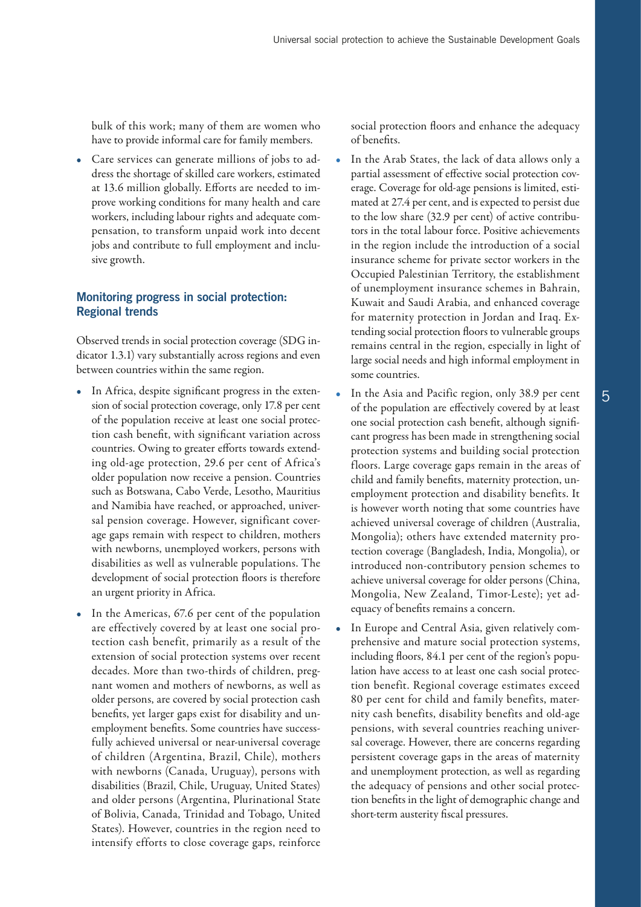bulk of this work; many of them are women who have to provide informal care for family members.

- Care services can generate millions of jobs to address the shortage of skilled care workers, estimated at 13.6 million globally. Efforts are needed to improve working conditions for many health and care workers, including labour rights and adequate compensation, to transform unpaid work into decent jobs and contribute to full employment and inclusive growth.

## Monitoring progress in social protection: Regional trends

Observed trends in social protection coverage (SDG indicator 1.3.1) vary substantially across regions and even between countries within the same region.

- In Africa, despite significant progress in the extension of social protection coverage, only 17.8 per cent of the population receive at least one social protection cash benefit, with significant variation across countries. Owing to greater efforts towards extending old-age protection, 29.6 per cent of Africa's older population now receive a pension. Countries such as Botswana, Cabo Verde, Lesotho, Mauritius and Namibia have reached, or approached, universal pension coverage. However, significant coverage gaps remain with respect to children, mothers with newborns, unemployed workers, persons with disabilities as well as vulnerable populations. The development of social protection floors is therefore an urgent priority in Africa.
- In the Americas, 67.6 per cent of the population are effectively covered by at least one social protection cash benefit, primarily as a result of the extension of social protection systems over recent decades. More than two-thirds of children, pregnant women and mothers of newborns, as well as older persons, are covered by social protection cash benefits, yet larger gaps exist for disability and unemployment benefits. Some countries have successfully achieved universal or near-universal coverage of children (Argentina, Brazil, Chile), mothers with newborns (Canada, Uruguay), persons with disabilities (Brazil, Chile, Uruguay, United States) and older persons (Argentina, Plurinational State of Bolivia, Canada, Trinidad and Tobago, United States). However, countries in the region need to intensify efforts to close coverage gaps, reinforce social protection floors and enhance the adequacy of benefits.
- In the Arab States, the lack of data allows only a partial assessment of effective social protection coverage. Coverage for old-age pensions is limited, estimated at 27.4 per cent, and is expected to persist due to the low share (32.9 per cent) of active contributors in the total labour force. Positive achievements in the region include the introduction of a social insurance scheme for private sector workers in the Occupied Palestinian Territory, the establishment of unemployment insurance schemes in Bahrain, Kuwait and Saudi Arabia, and enhanced coverage for maternity protection in Jordan and Iraq. Extending social protection floors to vulnerable groups remains central in the region, especially in light of large social needs and high informal employment in some countries.
- In the Asia and Pacific region, only 38.9 per cent of the population are effectively covered by at least one social protection cash benefit, although significant progress has been made in strengthening social protection systems and building social protection floors. Large coverage gaps remain in the areas of child and family benefits, maternity protection, unemployment protection and disability benefits. It is however worth noting that some countries have achieved universal coverage of children (Australia, Mongolia); others have extended maternity protection coverage (Bangladesh, India, Mongolia), or introduced non-contributory pension schemes to achieve universal coverage for older persons (China, Mongolia, New Zealand, Timor-Leste); yet adequacy of benefits remains a concern.
- In Europe and Central Asia, given relatively comprehensive and mature social protection systems, including floors, 84.1 per cent of the region's population have access to at least one cash social protection benefit. Regional coverage estimates exceed 80 per cent for child and family benefits, maternity cash benefits, disability benefits and old-age pensions, with several countries reaching universal coverage. However, there are concerns regarding persistent coverage gaps in the areas of maternity and unemployment protection, as well as regarding the adequacy of pensions and other social protection benefits in the light of demographic change and short-term austerity fiscal pressures.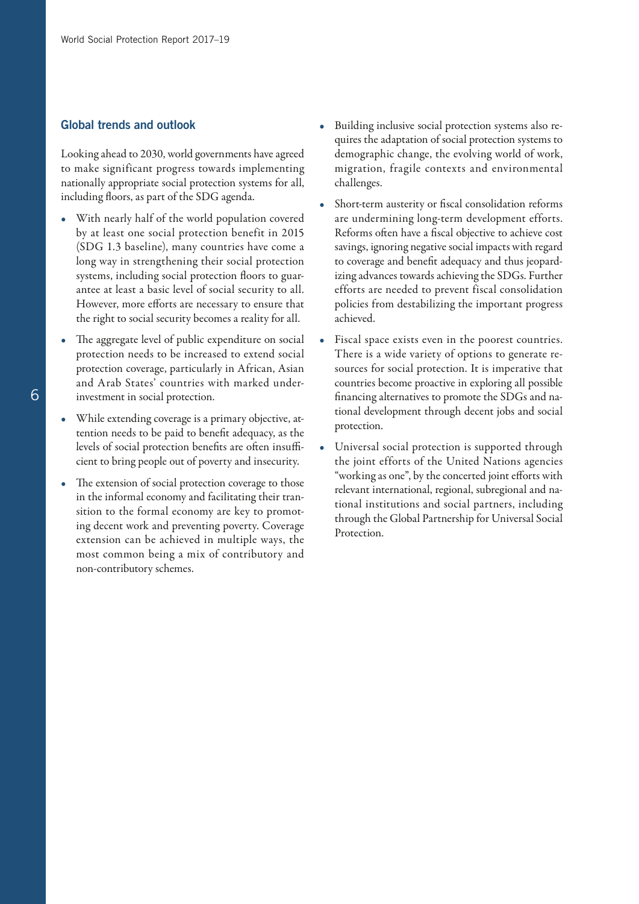## Global trends and outlook

Looking ahead to 2030, world governments have agreed to make significant progress towards implementing nationally appropriate social protection systems for all, including floors, as part of the SDG agenda.

- With nearly half of the world population covered by at least one social protection benefit in 2015 (SDG 1.3 baseline), many countries have come a long way in strengthening their social protection systems, including social protection floors to guarantee at least a basic level of social security to all. However, more efforts are necessary to ensure that the right to social security becomes a reality for all.
- The aggregate level of public expenditure on social protection needs to be increased to extend social protection coverage, particularly in African, Asian and Arab States' countries with marked underinvestment in social protection.
- While extending coverage is a primary objective, attention needs to be paid to benefit adequacy, as the levels of social protection benefits are often insufficient to bring people out of poverty and insecurity.
- The extension of social protection coverage to those in the informal economy and facilitating their transition to the formal economy are key to promoting decent work and preventing poverty. Coverage extension can be achieved in multiple ways, the most common being a mix of contributory and non-contributory schemes.
- Building inclusive social protection systems also requires the adaptation of social protection systems to demographic change, the evolving world of work, migration, fragile contexts and environmental challenges.
- Short-term austerity or fiscal consolidation reforms are undermining long-term development efforts. Reforms often have a fiscal objective to achieve cost savings, ignoring negative social impacts with regard to coverage and benefit adequacy and thus jeopardizing advances towards achieving the SDGs. Further efforts are needed to prevent fiscal consolidation policies from destabilizing the important progress achieved.
- Fiscal space exists even in the poorest countries. There is a wide variety of options to generate resources for social protection. It is imperative that countries become proactive in exploring all possible financing alternatives to promote the SDGs and national development through decent jobs and social protection.
- Universal social protection is supported through the joint efforts of the United Nations agencies "working as one", by the concerted joint efforts with relevant international, regional, subregional and national institutions and social partners, including through the Global Partnership for Universal Social Protection.